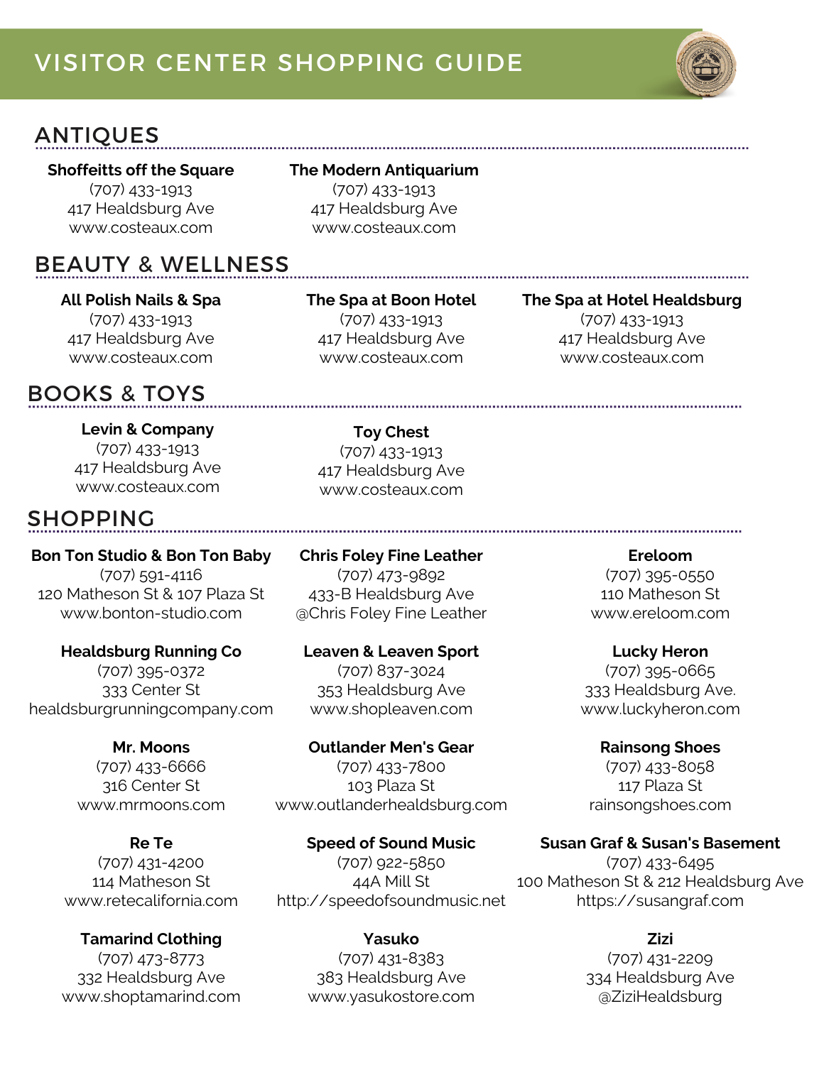# VISITOR CENTER SHOPPING GUIDE

## ANTIQUES

**Shoffeitts off the Square**
(707) 433-1913
417 Healdsburg Ave
www.costeaux.com

**The Modern Antiquarium**
(707) 433-1913
417 Healdsburg Ave
www.costeaux.com

## BEAUTY & WELLNESS

**All Polish Nails & Spa**
(707) 433-1913
417 Healdsburg Ave
www.costeaux.com

**The Spa at Boon Hotel**
(707) 433-1913
417 Healdsburg Ave
www.costeaux.com

**The Spa at Hotel Healdsburg**
(707) 433-1913
417 Healdsburg Ave
www.costeaux.com

## BOOKS & TOYS

**Levin & Company**
(707) 433-1913
417 Healdsburg Ave
www.costeaux.com

**Toy Chest**
(707) 433-1913
417 Healdsburg Ave
www.costeaux.com

## SHOPPING

**Bon Ton Studio & Bon Ton Baby**
(707) 591-4116
120 Matheson St & 107 Plaza St
www.bonton-studio.com

**Chris Foley Fine Leather**
(707) 473-9892
433-B Healdsburg Ave
@Chris Foley Fine Leather

**Ereloom**
(707) 395-0550
110 Matheson St
www.ereloom.com

**Healdsburg Running Co**
(707) 395-0372
333 Center St
healdsburgrunningcompany.com

**Leaven & Leaven Sport**
(707) 837-3024
353 Healdsburg Ave
www.shopleaven.com

**Lucky Heron**
(707) 395-0665
333 Healdsburg Ave.
www.luckyheron.com

**Mr. Moons**
(707) 433-6666
316 Center St
www.mrmoons.com

**Outlander Men's Gear**
(707) 433-7800
103 Plaza St
www.outlanderhealdsburg.com

**Rainsong Shoes**
(707) 433-8058
117 Plaza St
rainsongshoes.com

**Re Te**
(707) 431-4200
114 Matheson St
www.retecalifornia.com

**Speed of Sound Music**
(707) 922-5850
44A Mill St
http://speedofsoundmusic.net

**Susan Graf & Susan's Basement**
(707) 433-6495
100 Matheson St & 212 Healdsburg Ave
https://susangraf.com

**Tamarind Clothing**
(707) 473-8773
332 Healdsburg Ave
www.shoptamarind.com

**Yasuko**
(707) 431-8383
383 Healdsburg Ave
www.yasukostore.com

**Zizi**
(707) 431-2209
334 Healdsburg Ave
@ZiziHealdsburg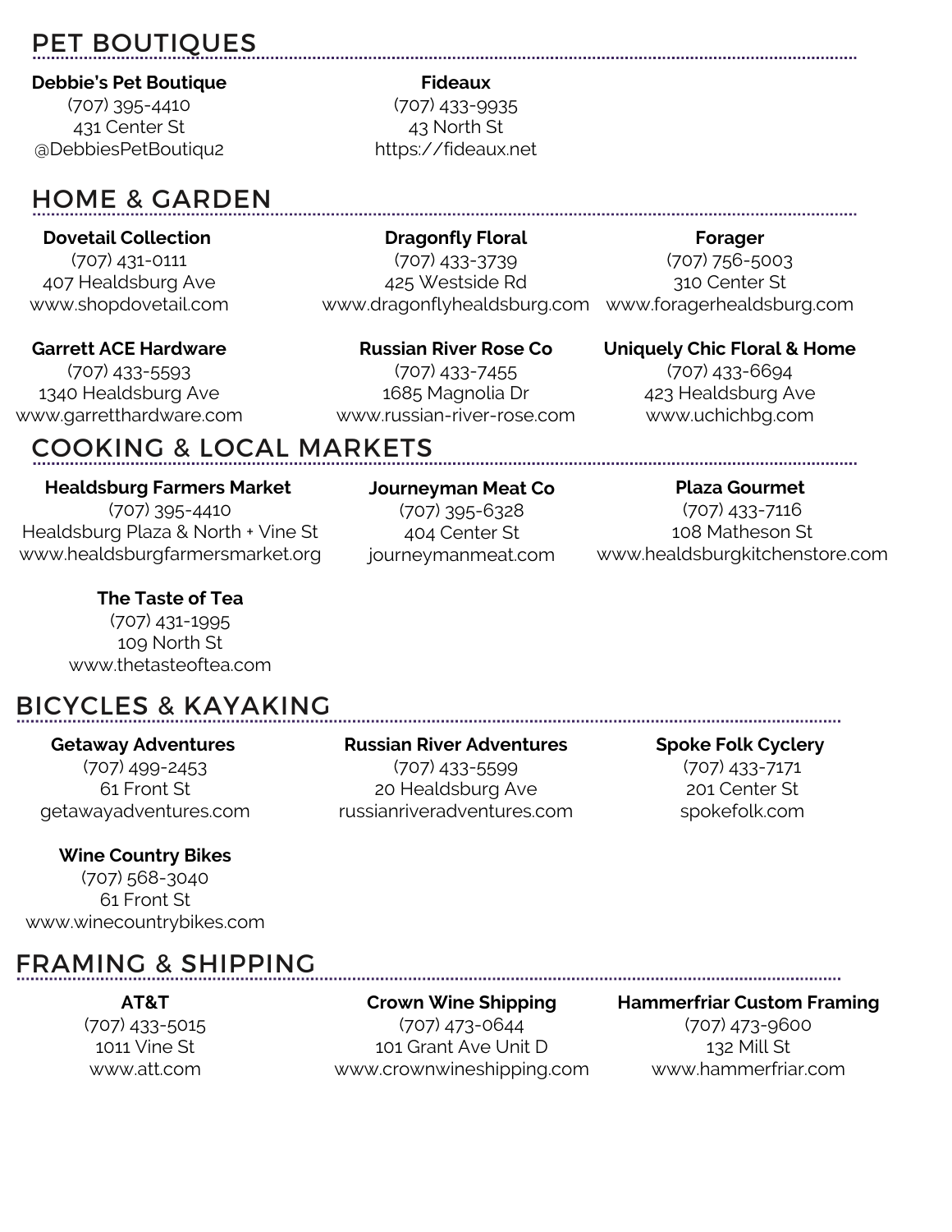## PET BOUTIQUES

**Debbie's Pet Boutique**
(707) 395-4410
431 Center St
@DebbiesPetBoutiqu2

**Fideaux**
(707) 433-9935
43 North St
https://fideaux.net

## HOME & GARDEN

**Dovetail Collection**
(707) 431-0111
407 Healdsburg Ave
www.shopdovetail.com

**Dragonfly Floral**
(707) 433-3739
425 Westside Rd
www.dragonflyhealdsburg.com

**Forager**
(707) 756-5003
310 Center St
www.foragerhealdsburg.com

**Garrett ACE Hardware**
(707) 433-5593
1340 Healdsburg Ave
www.garretthardware.com

**Russian River Rose Co**
(707) 433-7455
1685 Magnolia Dr
www.russian-river-rose.com

**Uniquely Chic Floral & Home**
(707) 433-6694
423 Healdsburg Ave
www.uchichbg.com

## COOKING & LOCAL MARKETS

**Healdsburg Farmers Market**
(707) 395-4410
Healdsburg Plaza & North + Vine St
www.healdsburgfarmersmarket.org

**Journeyman Meat Co**
(707) 395-6328
404 Center St
journeymanmeat.com

**Plaza Gourmet**
(707) 433-7116
108 Matheson St
www.healdsburgkitchenstore.com

**The Taste of Tea**
(707) 431-1995
109 North St
www.thetasteoftea.com

## BICYCLES & KAYAKING

**Getaway Adventures**
(707) 499-2453
61 Front St
getawayadventures.com

**Russian River Adventures**
(707) 433-5599
20 Healdsburg Ave
russianriveradventures.com

**Spoke Folk Cyclery**
(707) 433-7171
201 Center St
spokefolk.com

**Wine Country Bikes**
(707) 568-3040
61 Front St
www.winecountrybikes.com

## FRAMING & SHIPPING

**AT&T**
(707) 433-5015
1011 Vine St
www.att.com

**Crown Wine Shipping**
(707) 473-0644
101 Grant Ave Unit D
www.crownwineshipping.com

**Hammerfriar Custom Framing**
(707) 473-9600
132 Mill St
www.hammerfriar.com